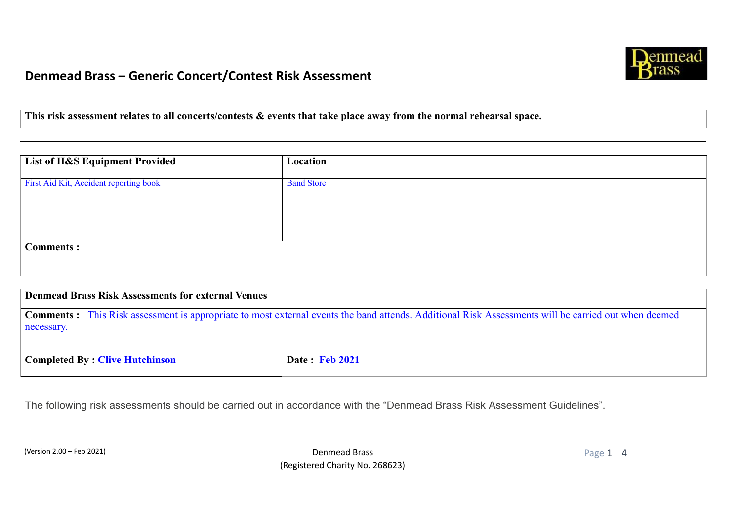# Denmead Brass – Generic Concert/Contest Risk Assessment

**This risk assessment relates to all concerts/contests & events that take place away from the normal rehearsal space.**

| List of H&S Equipment Provided | Location |
|---|---|
| First Aid Kit, Accident reporting book | Band Store |
| **Comments :** | |

| Denmead Brass Risk Assessments for external Venues | |
|---|---|
| **Comments :** This Risk assessment is appropriate to most external events the band attends. Additional Risk Assessments will be carried out when deemed necessary. | |
| **Completed By : Clive Hutchinson** | **Date : Feb 2021** |

The following risk assessments should be carried out in accordance with the "Denmead Brass Risk Assessment Guidelines".

(Version 2.00 – Feb 2021)

Denmead Brass
(Registered Charity No. 268623)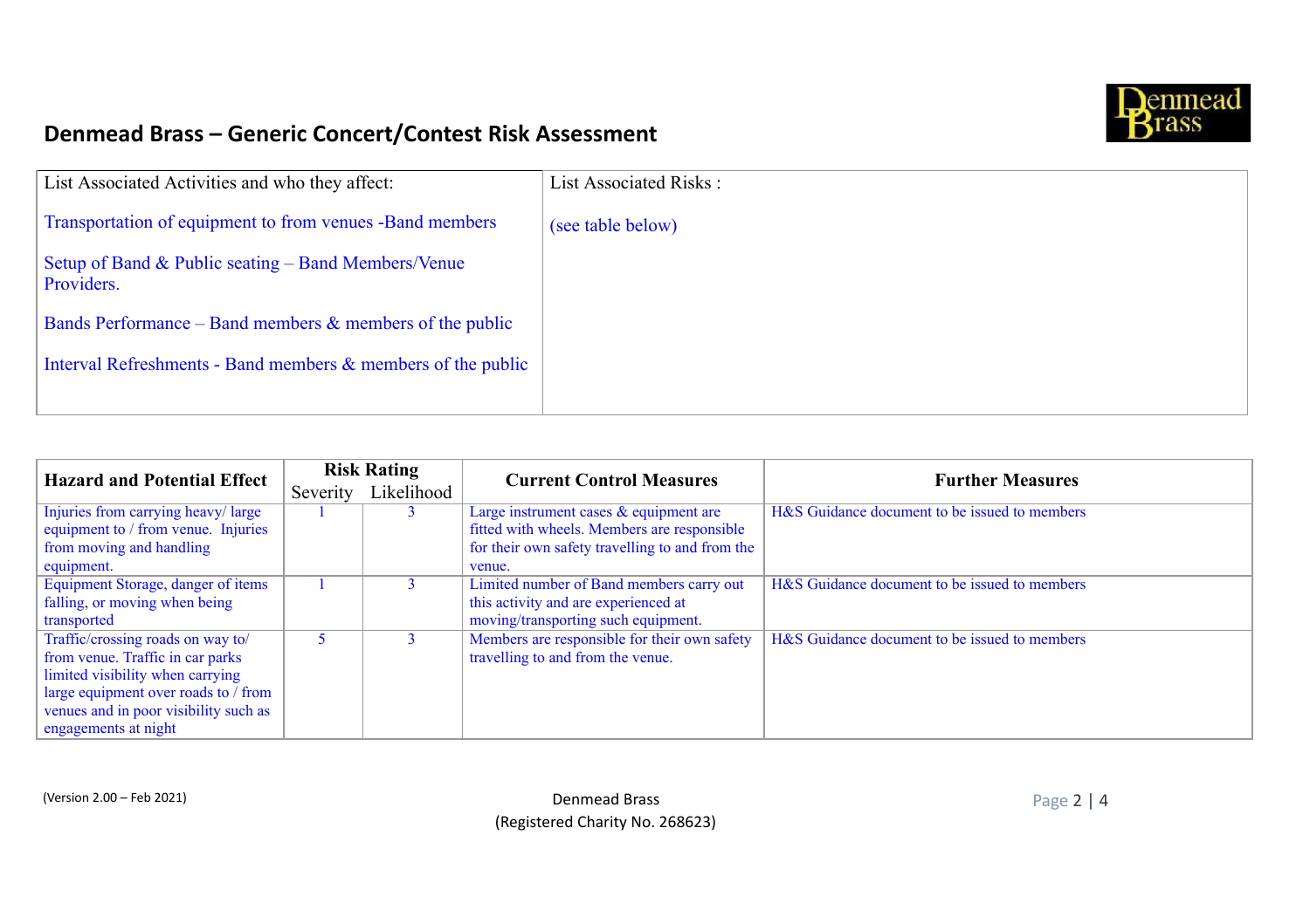# Denmead Brass – Generic Concert/Contest Risk Assessment

| List Associated Activities and who they affect: | List Associated Risks : |
|---|---|
| Transportation of equipment to from venues -Band members<br><br>Setup of Band & Public seating – Band Members/Venue Providers.<br><br>Bands Performance – Band members & members of the public<br><br>Interval Refreshments - Band members & members of the public | (see table below) |

| Hazard and Potential Effect | Risk Rating | | Current Control Measures | Further Measures |
|---|---|---|---|---|
| | Severity | Likelihood | | |
| Injuries from carrying heavy/ large equipment to / from venue. Injuries from moving and handling equipment. | 1 | 3 | Large instrument cases & equipment are fitted with wheels. Members are responsible for their own safety travelling to and from the venue. | H&S Guidance document to be issued to members |
| Equipment Storage, danger of items falling, or moving when being transported | 1 | 3 | Limited number of Band members carry out this activity and are experienced at moving/transporting such equipment. | H&S Guidance document to be issued to members |
| Traffic/crossing roads on way to/ from venue. Traffic in car parks limited visibility when carrying large equipment over roads to / from venues and in poor visibility such as engagements at night | 5 | 3 | Members are responsible for their own safety travelling to and from the venue. | H&S Guidance document to be issued to members |

(Version 2.00 – Feb 2021)

Denmead Brass
(Registered Charity No. 268623)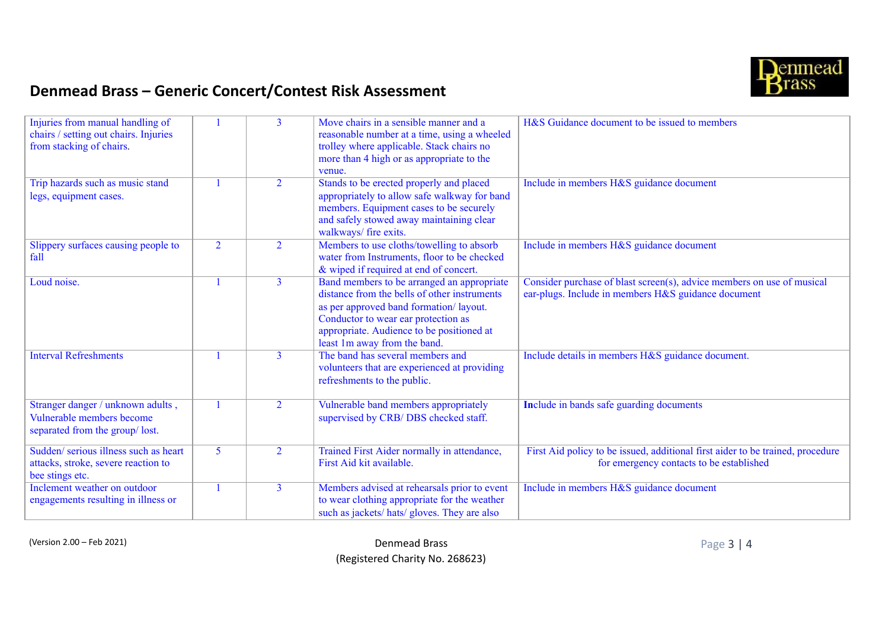## Denmead Brass – Generic Concert/Contest Risk Assessment

| | | | | |
|---|---|---|---|---|
| Injuries from manual handling of chairs / setting out chairs. Injuries from stacking of chairs. | 1 | 3 | Move chairs in a sensible manner and a reasonable number at a time, using a wheeled trolley where applicable. Stack chairs no more than 4 high or as appropriate to the venue. | H&S Guidance document to be issued to members |
| Trip hazards such as music stand legs, equipment cases. | 1 | 2 | Stands to be erected properly and placed appropriately to allow safe walkway for band members. Equipment cases to be securely and safely stowed away maintaining clear walkways/ fire exits. | Include in members H&S guidance document |
| Slippery surfaces causing people to fall | 2 | 2 | Members to use cloths/towelling to absorb water from Instruments, floor to be checked & wiped if required at end of concert. | Include in members H&S guidance document |
| Loud noise. | 1 | 3 | Band members to be arranged an appropriate distance from the bells of other instruments as per approved band formation/ layout. Conductor to wear ear protection as appropriate. Audience to be positioned at least 1m away from the band. | Consider purchase of blast screen(s), advice members on use of musical ear-plugs. Include in members H&S guidance document |
| Interval Refreshments | 1 | 3 | The band has several members and volunteers that are experienced at providing refreshments to the public. | Include details in members H&S guidance document. |
| Stranger danger / unknown adults , Vulnerable members become separated from the group/ lost. | 1 | 2 | Vulnerable band members appropriately supervised by CRB/ DBS checked staff. | **Inc**lude in bands safe guarding documents |
| Sudden/ serious illness such as heart attacks, stroke, severe reaction to bee stings etc. | 5 | 2 | Trained First Aider normally in attendance, First Aid kit available. | First Aid policy to be issued, additional first aider to be trained, procedure for emergency contacts to be established |
| Inclement weather on outdoor engagements resulting in illness or | 1 | 3 | Members advised at rehearsals prior to event to wear clothing appropriate for the weather such as jackets/ hats/ gloves. They are also | Include in members H&S guidance document |

(Version 2.00 – Feb 2021)

Denmead Brass
(Registered Charity No. 268623)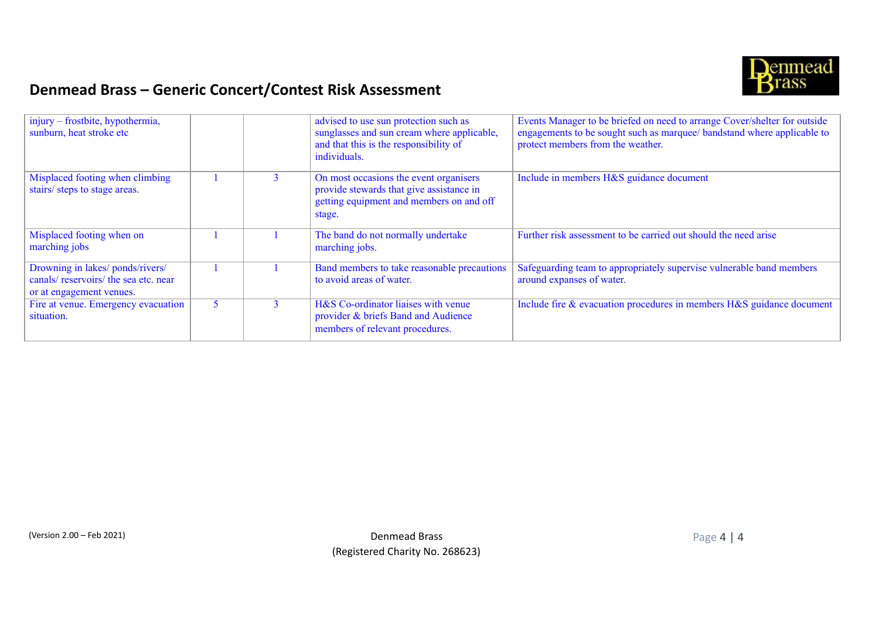| | | | | |
|---|---|---|---|---|
| injury – frostbite, hypothermia, sunburn, heat stroke etc | | | advised to use sun protection such as sunglasses and sun cream where applicable, and that this is the responsibility of individuals. | Events Manager to be briefed on need to arrange Cover/shelter for outside engagements to be sought such as marquee/ bandstand where applicable to protect members from the weather. |
| Misplaced footing when climbing stairs/ steps to stage areas. | 1 | 3 | On most occasions the event organisers provide stewards that give assistance in getting equipment and members on and off stage. | Include in members H&S guidance document |
| Misplaced footing when on marching jobs | 1 | 1 | The band do not normally undertake marching jobs. | Further risk assessment to be carried out should the need arise |
| Drowning in lakes/ ponds/rivers/ canals/ reservoirs/ the sea etc. near or at engagement venues. | 1 | 1 | Band members to take reasonable precautions to avoid areas of water. | Safeguarding team to appropriately supervise vulnerable band members around expanses of water. |
| Fire at venue. Emergency evacuation situation. | 5 | 3 | H&S Co-ordinator liaises with venue provider & briefs Band and Audience members of relevant procedures. | Include fire & evacuation procedures in members H&S guidance document |